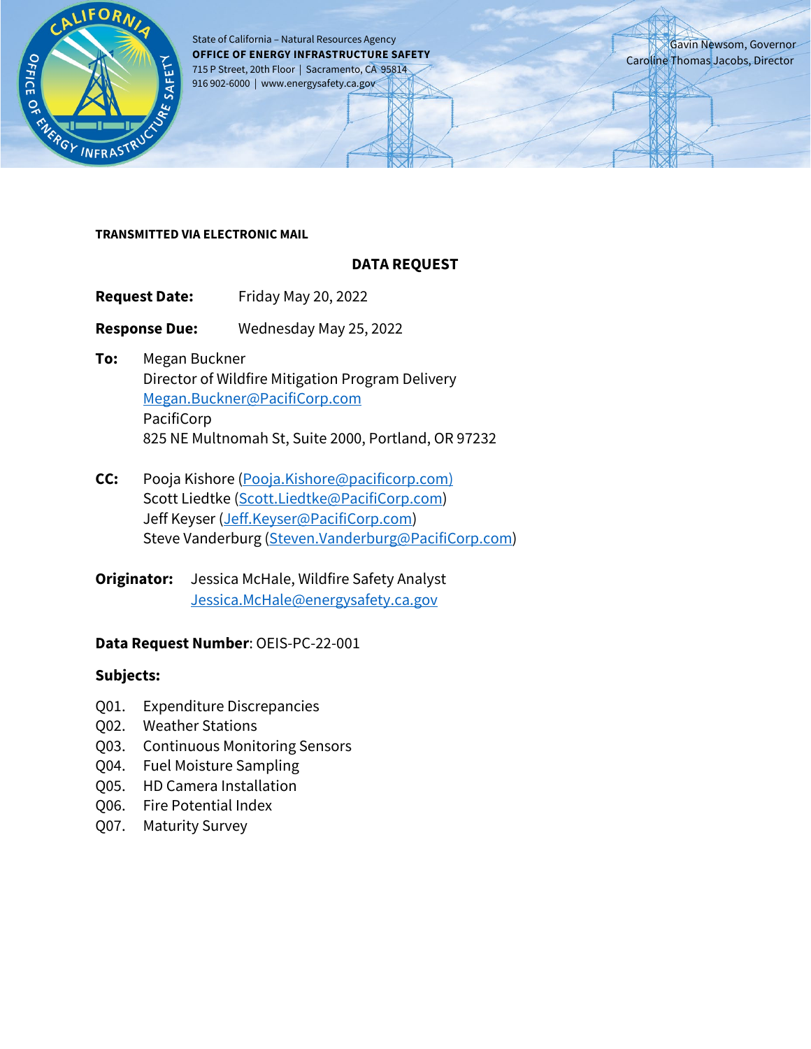State of California – Natural Resources Agency
**OFFICE OF ENERGY INFRASTRUCTURE SAFETY**
715 P Street, 20th Floor | Sacramento, CA 95814
916 902-6000 | www.energysafety.ca.gov

Gavin Newsom, Governor
Caroline Thomas Jacobs, Director

**TRANSMITTED VIA ELECTRONIC MAIL**

## DATA REQUEST

**Request Date:** Friday May 20, 2022

**Response Due:** Wednesday May 25, 2022

**To:** Megan Buckner
Director of Wildfire Mitigation Program Delivery
Megan.Buckner@PacifiCorp.com
PacifiCorp
825 NE Multnomah St, Suite 2000, Portland, OR 97232

**CC:** Pooja Kishore (Pooja.Kishore@pacificorp.com)
Scott Liedtke (Scott.Liedtke@PacifiCorp.com)
Jeff Keyser (Jeff.Keyser@PacifiCorp.com)
Steve Vanderburg (Steven.Vanderburg@PacifiCorp.com)

**Originator:** Jessica McHale, Wildfire Safety Analyst
Jessica.McHale@energysafety.ca.gov

**Data Request Number**: OEIS-PC-22-001

**Subjects:**

Q01. Expenditure Discrepancies
Q02. Weather Stations
Q03. Continuous Monitoring Sensors
Q04. Fuel Moisture Sampling
Q05. HD Camera Installation
Q06. Fire Potential Index
Q07. Maturity Survey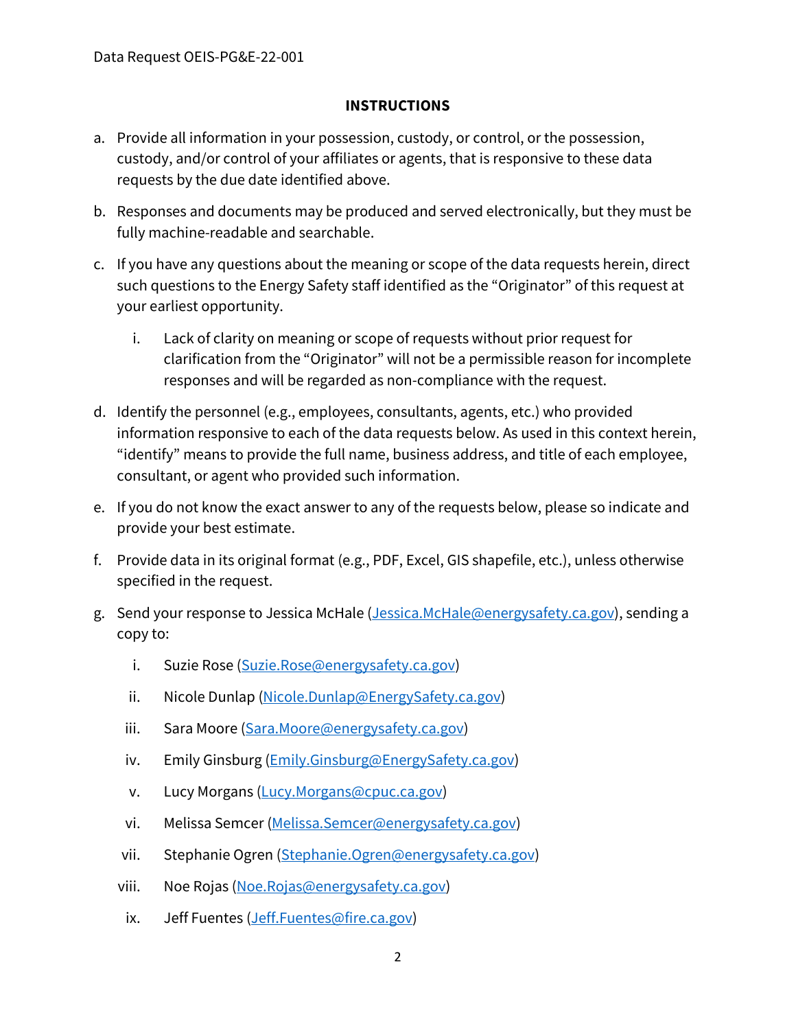## INSTRUCTIONS

a. Provide all information in your possession, custody, or control, or the possession, custody, and/or control of your affiliates or agents, that is responsive to these data requests by the due date identified above.

b. Responses and documents may be produced and served electronically, but they must be fully machine-readable and searchable.

c. If you have any questions about the meaning or scope of the data requests herein, direct such questions to the Energy Safety staff identified as the "Originator" of this request at your earliest opportunity.

   i. Lack of clarity on meaning or scope of requests without prior request for clarification from the "Originator" will not be a permissible reason for incomplete responses and will be regarded as non-compliance with the request.

d. Identify the personnel (e.g., employees, consultants, agents, etc.) who provided information responsive to each of the data requests below. As used in this context herein, "identify" means to provide the full name, business address, and title of each employee, consultant, or agent who provided such information.

e. If you do not know the exact answer to any of the requests below, please so indicate and provide your best estimate.

f. Provide data in its original format (e.g., PDF, Excel, GIS shapefile, etc.), unless otherwise specified in the request.

g. Send your response to Jessica McHale (Jessica.McHale@energysafety.ca.gov), sending a copy to:

   i. Suzie Rose (Suzie.Rose@energysafety.ca.gov)

   ii. Nicole Dunlap (Nicole.Dunlap@EnergySafety.ca.gov)

   iii. Sara Moore (Sara.Moore@energysafety.ca.gov)

   iv. Emily Ginsburg (Emily.Ginsburg@EnergySafety.ca.gov)

   v. Lucy Morgans (Lucy.Morgans@cpuc.ca.gov)

   vi. Melissa Semcer (Melissa.Semcer@energysafety.ca.gov)

   vii. Stephanie Ogren (Stephanie.Ogren@energysafety.ca.gov)

   viii. Noe Rojas (Noe.Rojas@energysafety.ca.gov)

   ix. Jeff Fuentes (Jeff.Fuentes@fire.ca.gov)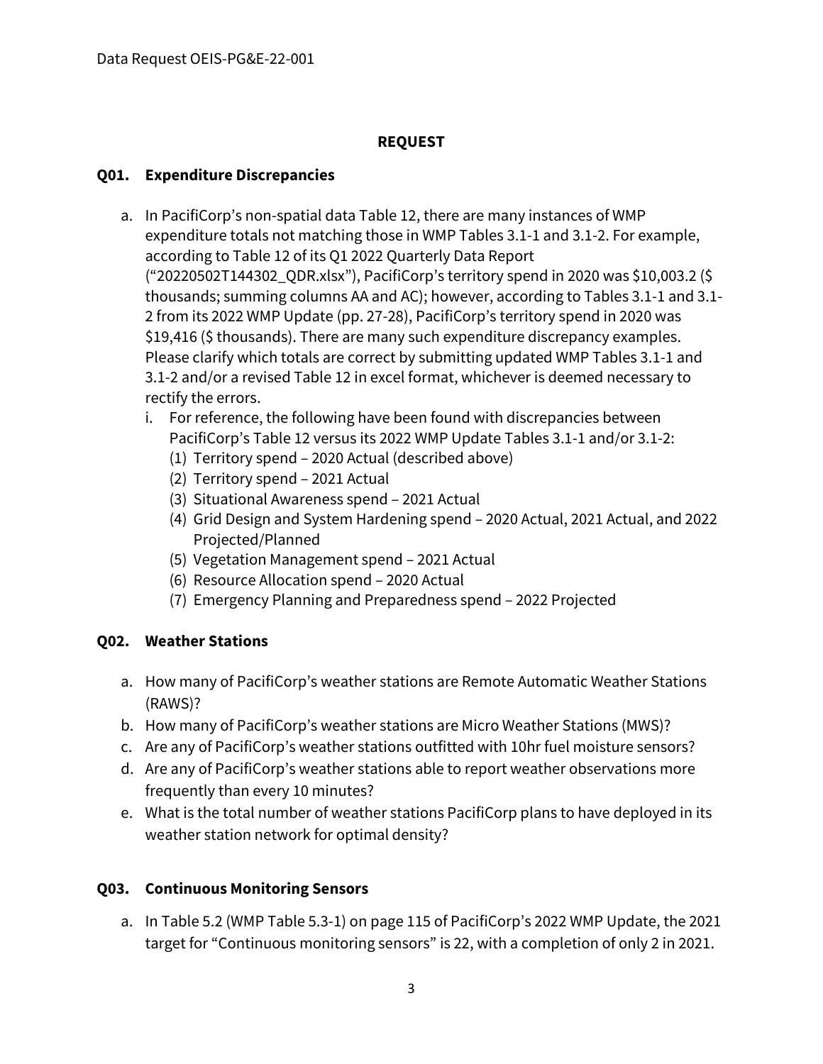Data Request OEIS-PG&E-22-001

**REQUEST**

**Q01. Expenditure Discrepancies**

a. In PacifiCorp's non-spatial data Table 12, there are many instances of WMP expenditure totals not matching those in WMP Tables 3.1-1 and 3.1-2. For example, according to Table 12 of its Q1 2022 Quarterly Data Report ("20220502T144302_QDR.xlsx"), PacifiCorp's territory spend in 2020 was $10,003.2 ($ thousands; summing columns AA and AC); however, according to Tables 3.1-1 and 3.1-2 from its 2022 WMP Update (pp. 27-28), PacifiCorp's territory spend in 2020 was $19,416 ($ thousands). There are many such expenditure discrepancy examples. Please clarify which totals are correct by submitting updated WMP Tables 3.1-1 and 3.1-2 and/or a revised Table 12 in excel format, whichever is deemed necessary to rectify the errors.
   i. For reference, the following have been found with discrepancies between PacifiCorp's Table 12 versus its 2022 WMP Update Tables 3.1-1 and/or 3.1-2:
      (1) Territory spend – 2020 Actual (described above)
      (2) Territory spend – 2021 Actual
      (3) Situational Awareness spend – 2021 Actual
      (4) Grid Design and System Hardening spend – 2020 Actual, 2021 Actual, and 2022 Projected/Planned
      (5) Vegetation Management spend – 2021 Actual
      (6) Resource Allocation spend – 2020 Actual
      (7) Emergency Planning and Preparedness spend – 2022 Projected

**Q02. Weather Stations**

a. How many of PacifiCorp's weather stations are Remote Automatic Weather Stations (RAWS)?
b. How many of PacifiCorp's weather stations are Micro Weather Stations (MWS)?
c. Are any of PacifiCorp's weather stations outfitted with 10hr fuel moisture sensors?
d. Are any of PacifiCorp's weather stations able to report weather observations more frequently than every 10 minutes?
e. What is the total number of weather stations PacifiCorp plans to have deployed in its weather station network for optimal density?

**Q03. Continuous Monitoring Sensors**

a. In Table 5.2 (WMP Table 5.3-1) on page 115 of PacifiCorp's 2022 WMP Update, the 2021 target for "Continuous monitoring sensors" is 22, with a completion of only 2 in 2021.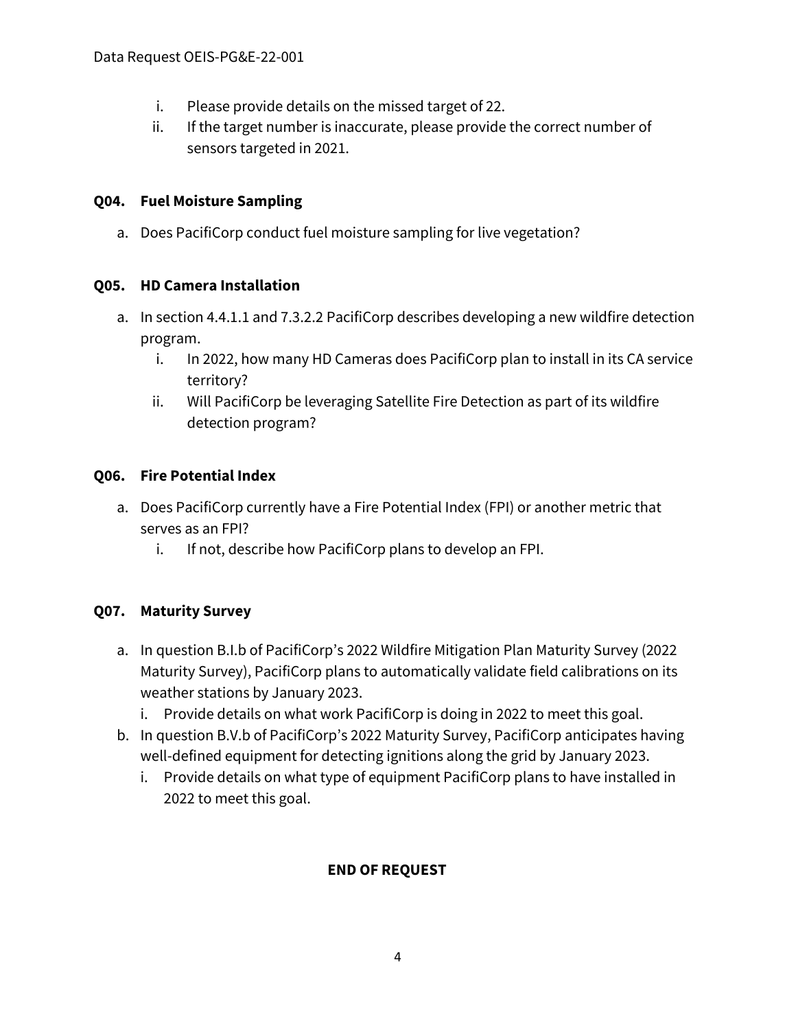i. Please provide details on the missed target of 22.
   ii. If the target number is inaccurate, please provide the correct number of sensors targeted in 2021.

**Q04. Fuel Moisture Sampling**

a. Does PacifiCorp conduct fuel moisture sampling for live vegetation?

**Q05. HD Camera Installation**

a. In section 4.4.1.1 and 7.3.2.2 PacifiCorp describes developing a new wildfire detection program.
   i. In 2022, how many HD Cameras does PacifiCorp plan to install in its CA service territory?
   ii. Will PacifiCorp be leveraging Satellite Fire Detection as part of its wildfire detection program?

**Q06. Fire Potential Index**

a. Does PacifiCorp currently have a Fire Potential Index (FPI) or another metric that serves as an FPI?
   i. If not, describe how PacifiCorp plans to develop an FPI.

**Q07. Maturity Survey**

a. In question B.I.b of PacifiCorp's 2022 Wildfire Mitigation Plan Maturity Survey (2022 Maturity Survey), PacifiCorp plans to automatically validate field calibrations on its weather stations by January 2023.
   i. Provide details on what work PacifiCorp is doing in 2022 to meet this goal.
b. In question B.V.b of PacifiCorp's 2022 Maturity Survey, PacifiCorp anticipates having well-defined equipment for detecting ignitions along the grid by January 2023.
   i. Provide details on what type of equipment PacifiCorp plans to have installed in 2022 to meet this goal.

**END OF REQUEST**